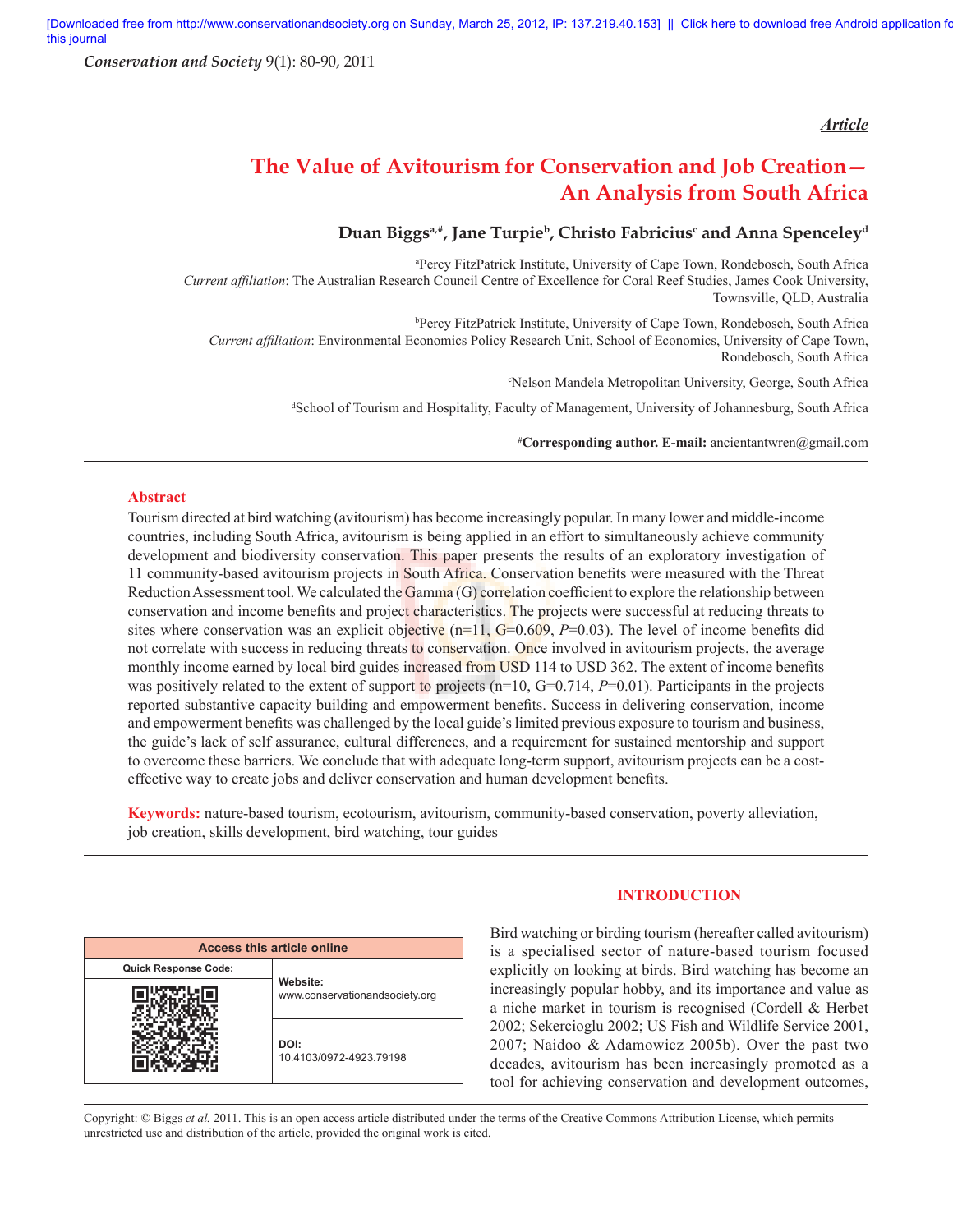# The Value of Avitourism for Conservation and Job Creation—An Analysis from South Africa

**Duan Biggs[a,#], Jane Turpie[b], Christo Fabricius[c] and Anna Spenceley[d]**

[a]Percy FitzPatrick Institute, University of Cape Town, Rondebosch, South Africa
*Current affiliation*: The Australian Research Council Centre of Excellence for Coral Reef Studies, James Cook University, Townsville, QLD, Australia

[b]Percy FitzPatrick Institute, University of Cape Town, Rondebosch, South Africa
*Current affiliation*: Environmental Economics Policy Research Unit, School of Economics, University of Cape Town, Rondebosch, South Africa

[c]Nelson Mandela Metropolitan University, George, South Africa

[d]School of Tourism and Hospitality, Faculty of Management, University of Johannesburg, South Africa

**[#]Corresponding author. E-mail:** ancientantwren@gmail.com

## Abstract

Tourism directed at bird watching (avitourism) has become increasingly popular. In many lower and middle-income countries, including South Africa, avitourism is being applied in an effort to simultaneously achieve community development and biodiversity conservation. This paper presents the results of an exploratory investigation of 11 community-based avitourism projects in South Africa. Conservation benefits were measured with the Threat Reduction Assessment tool. We calculated the Gamma (G) correlation coefficient to explore the relationship between conservation and income benefits and project characteristics. The projects were successful at reducing threats to sites where conservation was an explicit objective (n=11, G=0.609, *P*=0.03). The level of income benefits did not correlate with success in reducing threats to conservation. Once involved in avitourism projects, the average monthly income earned by local bird guides increased from USD 114 to USD 362. The extent of income benefits was positively related to the extent of support to projects (n=10, G=0.714, *P*=0.01). Participants in the projects reported substantive capacity building and empowerment benefits. Success in delivering conservation, income and empowerment benefits was challenged by the local guide's limited previous exposure to tourism and business, the guide's lack of self assurance, cultural differences, and a requirement for sustained mentorship and support to overcome these barriers. We conclude that with adequate long-term support, avitourism projects can be a cost-effective way to create jobs and deliver conservation and human development benefits.

**Keywords:** nature-based tourism, ecotourism, avitourism, community-based conservation, poverty alleviation, job creation, skills development, bird watching, tour guides

| Access this article online | |
|---|---|
| Quick Response Code: | **Website:** www.conservationandsociety.org |
| | **DOI:** 10.4103/0972-4923.79198 |

## INTRODUCTION

Bird watching or birding tourism (hereafter called avitourism) is a specialised sector of nature-based tourism focused explicitly on looking at birds. Bird watching has become an increasingly popular hobby, and its importance and value as a niche market in tourism is recognised (Cordell & Herbet 2002; Sekercioglu 2002; US Fish and Wildlife Service 2001, 2007; Naidoo & Adamowicz 2005b). Over the past two decades, avitourism has been increasingly promoted as a tool for achieving conservation and development outcomes,

Copyright: © Biggs *et al.* 2011. This is an open access article distributed under the terms of the Creative Commons Attribution License, which permits unrestricted use and distribution of the article, provided the original work is cited.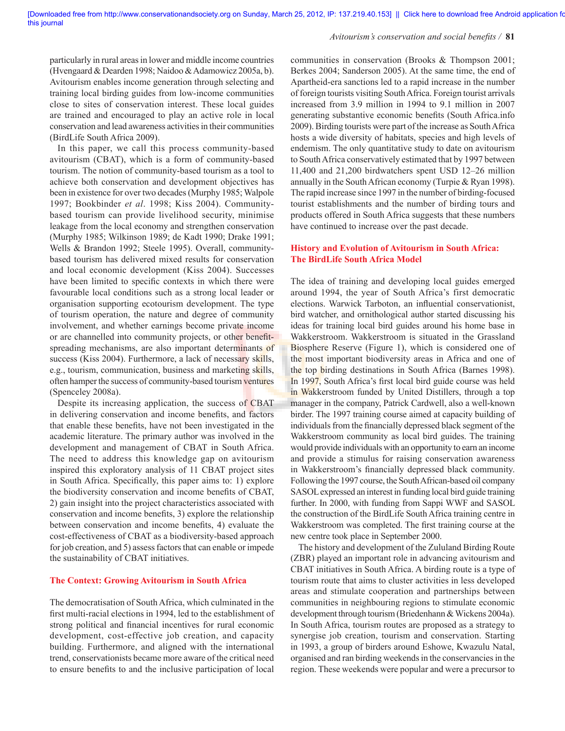particularly in rural areas in lower and middle income countries (Hvengaard & Dearden 1998; Naidoo & Adamowicz 2005a, b). Avitourism enables income generation through selecting and training local birding guides from low-income communities close to sites of conservation interest. These local guides are trained and encouraged to play an active role in local conservation and lead awareness activities in their communities (BirdLife South Africa 2009).

In this paper, we call this process community-based avitourism (CBAT), which is a form of community-based tourism. The notion of community-based tourism as a tool to achieve both conservation and development objectives has been in existence for over two decades (Murphy 1985; Walpole 1997; Bookbinder *et al*. 1998; Kiss 2004). Community-based tourism can provide livelihood security, minimise leakage from the local economy and strengthen conservation (Murphy 1985; Wilkinson 1989; de Kadt 1990; Drake 1991; Wells & Brandon 1992; Steele 1995). Overall, community-based tourism has delivered mixed results for conservation and local economic development (Kiss 2004). Successes have been limited to specific contexts in which there were favourable local conditions such as a strong local leader or organisation supporting ecotourism development. The type of tourism operation, the nature and degree of community involvement, and whether earnings become private income or are channelled into community projects, or other benefit-spreading mechanisms, are also important determinants of success (Kiss 2004). Furthermore, a lack of necessary skills, e.g., tourism, communication, business and marketing skills, often hamper the success of community-based tourism ventures (Spenceley 2008a).

Despite its increasing application, the success of CBAT in delivering conservation and income benefits, and factors that enable these benefits, have not been investigated in the academic literature. The primary author was involved in the development and management of CBAT in South Africa. The need to address this knowledge gap on avitourism inspired this exploratory analysis of 11 CBAT project sites in South Africa. Specifically, this paper aims to: 1) explore the biodiversity conservation and income benefits of CBAT, 2) gain insight into the project characteristics associated with conservation and income benefits, 3) explore the relationship between conservation and income benefits, 4) evaluate the cost-effectiveness of CBAT as a biodiversity-based approach for job creation, and 5) assess factors that can enable or impede the sustainability of CBAT initiatives.

## The Context: Growing Avitourism in South Africa

The democratisation of South Africa, which culminated in the first multi-racial elections in 1994, led to the establishment of strong political and financial incentives for rural economic development, cost-effective job creation, and capacity building. Furthermore, and aligned with the international trend, conservationists became more aware of the critical need to ensure benefits to and the inclusive participation of local communities in conservation (Brooks & Thompson 2001; Berkes 2004; Sanderson 2005). At the same time, the end of Apartheid-era sanctions led to a rapid increase in the number of foreign tourists visiting South Africa. Foreign tourist arrivals increased from 3.9 million in 1994 to 9.1 million in 2007 generating substantive economic benefits (South Africa.info 2009). Birding tourists were part of the increase as South Africa hosts a wide diversity of habitats, species and high levels of endemism. The only quantitative study to date on avitourism to South Africa conservatively estimated that by 1997 between 11,400 and 21,200 birdwatchers spent USD 12–26 million annually in the South African economy (Turpie & Ryan 1998). The rapid increase since 1997 in the number of birding-focused tourist establishments and the number of birding tours and products offered in South Africa suggests that these numbers have continued to increase over the past decade.

## History and Evolution of Avitourism in South Africa: The BirdLife South Africa Model

The idea of training and developing local guides emerged around 1994, the year of South Africa's first democratic elections. Warwick Tarboton, an influential conservationist, bird watcher, and ornithological author started discussing his ideas for training local bird guides around his home base in Wakkerstroom. Wakkerstroom is situated in the Grassland Biosphere Reserve (Figure 1), which is considered one of the most important biodiversity areas in Africa and one of the top birding destinations in South Africa (Barnes 1998). In 1997, South Africa's first local bird guide course was held in Wakkerstroom funded by United Distillers, through a top manager in the company, Patrick Cardwell, also a well-known birder. The 1997 training course aimed at capacity building of individuals from the financially depressed black segment of the Wakkerstroom community as local bird guides. The training would provide individuals with an opportunity to earn an income and provide a stimulus for raising conservation awareness in Wakkerstroom's financially depressed black community. Following the 1997 course, the South African-based oil company SASOL expressed an interest in funding local bird guide training further. In 2000, with funding from Sappi WWF and SASOL the construction of the BirdLife South Africa training centre in Wakkerstroom was completed. The first training course at the new centre took place in September 2000.

The history and development of the Zululand Birding Route (ZBR) played an important role in advancing avitourism and CBAT initiatives in South Africa. A birding route is a type of tourism route that aims to cluster activities in less developed areas and stimulate cooperation and partnerships between communities in neighbouring regions to stimulate economic development through tourism (Briedenhann & Wickens 2004a). In South Africa, tourism routes are proposed as a strategy to synergise job creation, tourism and conservation. Starting in 1993, a group of birders around Eshowe, Kwazulu Natal, organised and ran birding weekends in the conservancies in the region. These weekends were popular and were a precursor to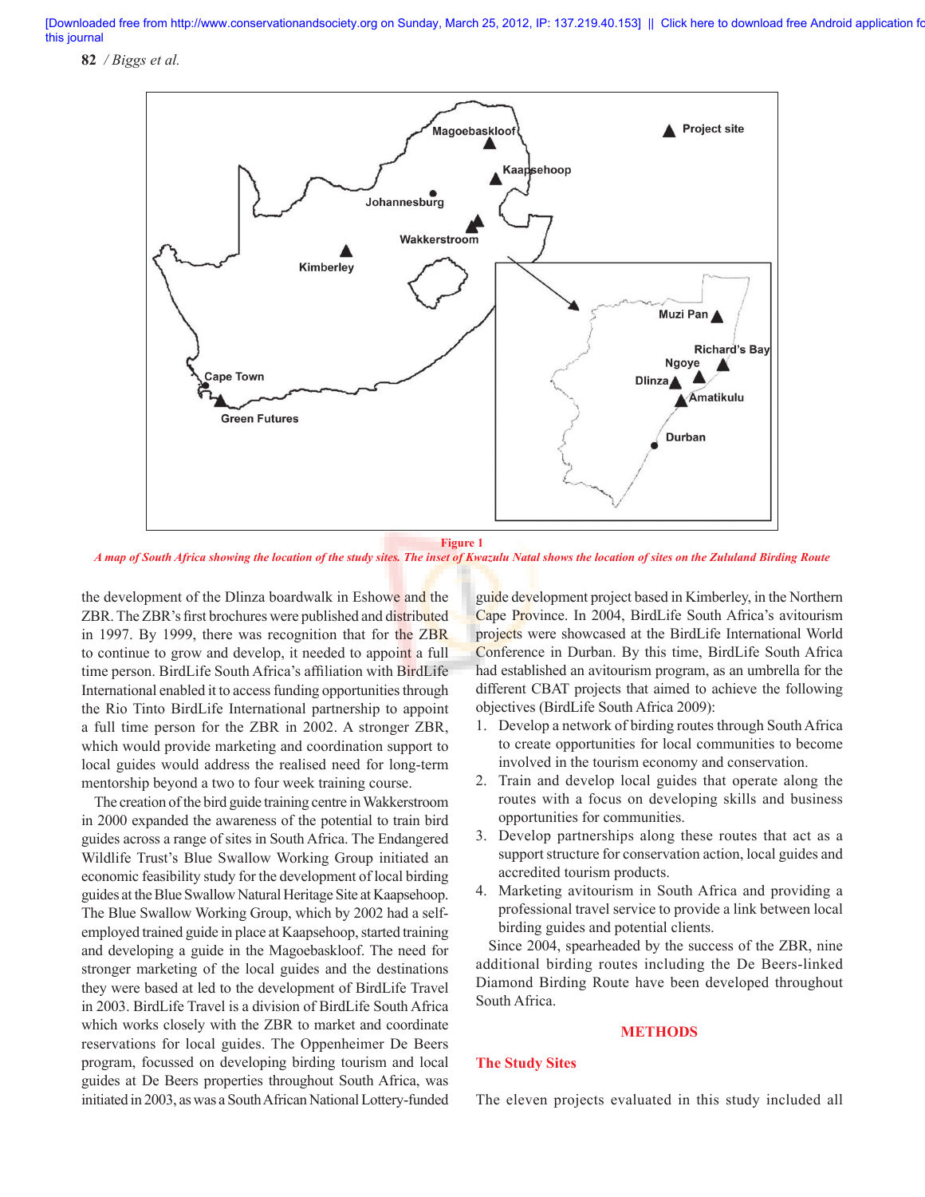Figure 1

*A map of South Africa showing the location of the study sites. The inset of Kwazulu Natal shows the location of sites on the Zululand Birding Route*

the development of the Dlinza boardwalk in Eshowe and the ZBR. The ZBR's first brochures were published and distributed in 1997. By 1999, there was recognition that for the ZBR to continue to grow and develop, it needed to appoint a full time person. BirdLife South Africa's affiliation with BirdLife International enabled it to access funding opportunities through the Rio Tinto BirdLife International partnership to appoint a full time person for the ZBR in 2002. A stronger ZBR, which would provide marketing and coordination support to local guides would address the realised need for long-term mentorship beyond a two to four week training course.

The creation of the bird guide training centre in Wakkerstroom in 2000 expanded the awareness of the potential to train bird guides across a range of sites in South Africa. The Endangered Wildlife Trust's Blue Swallow Working Group initiated an economic feasibility study for the development of local birding guides at the Blue Swallow Natural Heritage Site at Kaapsehoop. The Blue Swallow Working Group, which by 2002 had a self-employed trained guide in place at Kaapsehoop, started training and developing a guide in the Magoebaskloof. The need for stronger marketing of the local guides and the destinations they were based at led to the development of BirdLife Travel in 2003. BirdLife Travel is a division of BirdLife South Africa which works closely with the ZBR to market and coordinate reservations for local guides. The Oppenheimer De Beers program, focussed on developing birding tourism and local guides at De Beers properties throughout South Africa, was initiated in 2003, as was a South African National Lottery-funded guide development project based in Kimberley, in the Northern Cape Province. In 2004, BirdLife South Africa's avitourism projects were showcased at the BirdLife International World Conference in Durban. By this time, BirdLife South Africa had established an avitourism program, as an umbrella for the different CBAT projects that aimed to achieve the following objectives (BirdLife South Africa 2009):

1. Develop a network of birding routes through South Africa to create opportunities for local communities to become involved in the tourism economy and conservation.
2. Train and develop local guides that operate along the routes with a focus on developing skills and business opportunities for communities.
3. Develop partnerships along these routes that act as a support structure for conservation action, local guides and accredited tourism products.
4. Marketing avitourism in South Africa and providing a professional travel service to provide a link between local birding guides and potential clients.

Since 2004, spearheaded by the success of the ZBR, nine additional birding routes including the De Beers-linked Diamond Birding Route have been developed throughout South Africa.

## METHODS

### The Study Sites

The eleven projects evaluated in this study included all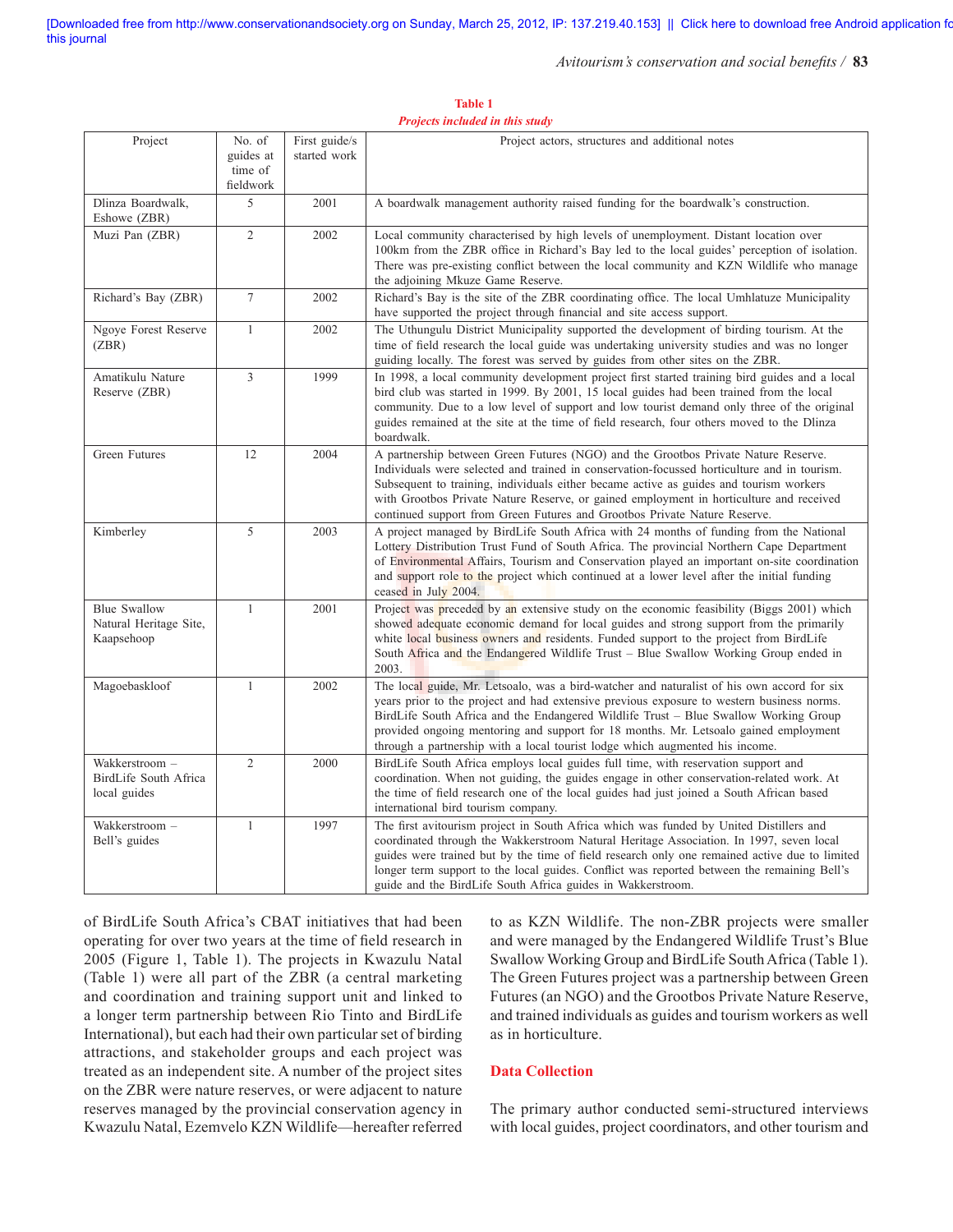**Table 1**
*Projects included in this study*

| Project | No. of guides at time of fieldwork | First guide/s started work | Project actors, structures and additional notes |
|---|---|---|---|
| Dlinza Boardwalk, Eshowe (ZBR) | 5 | 2001 | A boardwalk management authority raised funding for the boardwalk's construction. |
| Muzi Pan (ZBR) | 2 | 2002 | Local community characterised by high levels of unemployment. Distant location over 100km from the ZBR office in Richard's Bay led to the local guides' perception of isolation. There was pre-existing conflict between the local community and KZN Wildlife who manage the adjoining Mkuze Game Reserve. |
| Richard's Bay (ZBR) | 7 | 2002 | Richard's Bay is the site of the ZBR coordinating office. The local Umhlatuze Municipality have supported the project through financial and site access support. |
| Ngoye Forest Reserve (ZBR) | 1 | 2002 | The Uthungulu District Municipality supported the development of birding tourism. At the time of field research the local guide was undertaking university studies and was no longer guiding locally. The forest was served by guides from other sites on the ZBR. |
| Amatikulu Nature Reserve (ZBR) | 3 | 1999 | In 1998, a local community development project first started training bird guides and a local bird club was started in 1999. By 2001, 15 local guides had been trained from the local community. Due to a low level of support and low tourist demand only three of the original guides remained at the site at the time of field research, four others moved to the Dlinza boardwalk. |
| Green Futures | 12 | 2004 | A partnership between Green Futures (NGO) and the Grootbos Private Nature Reserve. Individuals were selected and trained in conservation-focussed horticulture and in tourism. Subsequent to training, individuals either became active as guides and tourism workers with Grootbos Private Nature Reserve, or gained employment in horticulture and received continued support from Green Futures and Grootbos Private Nature Reserve. |
| Kimberley | 5 | 2003 | A project managed by BirdLife South Africa with 24 months of funding from the National Lottery Distribution Trust Fund of South Africa. The provincial Northern Cape Department of Environmental Affairs, Tourism and Conservation played an important on-site coordination and support role to the project which continued at a lower level after the initial funding ceased in July 2004. |
| Blue Swallow Natural Heritage Site, Kaapsehoop | 1 | 2001 | Project was preceded by an extensive study on the economic feasibility (Biggs 2001) which showed adequate economic demand for local guides and strong support from the primarily white local business owners and residents. Funded support to the project from BirdLife South Africa and the Endangered Wildlife Trust – Blue Swallow Working Group ended in 2003. |
| Magoebaskloof | 1 | 2002 | The local guide, Mr. Letsoalo, was a bird-watcher and naturalist of his own accord for six years prior to the project and had extensive previous exposure to western business norms. BirdLife South Africa and the Endangered Wildlife Trust – Blue Swallow Working Group provided ongoing mentoring and support for 18 months. Mr. Letsoalo gained employment through a partnership with a local tourist lodge which augmented his income. |
| Wakkerstroom – BirdLife South Africa local guides | 2 | 2000 | BirdLife South Africa employs local guides full time, with reservation support and coordination. When not guiding, the guides engage in other conservation-related work. At the time of field research one of the local guides had just joined a South African based international bird tourism company. |
| Wakkerstroom – Bell's guides | 1 | 1997 | The first avitourism project in South Africa which was funded by United Distillers and coordinated through the Wakkerstroom Natural Heritage Association. In 1997, seven local guides were trained but by the time of field research only one remained active due to limited longer term support to the local guides. Conflict was reported between the remaining Bell's guide and the BirdLife South Africa guides in Wakkerstroom. |

of BirdLife South Africa's CBAT initiatives that had been operating for over two years at the time of field research in 2005 (Figure 1, Table 1). The projects in Kwazulu Natal (Table 1) were all part of the ZBR (a central marketing and coordination and training support unit and linked to a longer term partnership between Rio Tinto and BirdLife International), but each had their own particular set of birding attractions, and stakeholder groups and each project was treated as an independent site. A number of the project sites on the ZBR were nature reserves, or were adjacent to nature reserves managed by the provincial conservation agency in Kwazulu Natal, Ezemvelo KZN Wildlife—hereafter referred to as KZN Wildlife. The non-ZBR projects were smaller and were managed by the Endangered Wildlife Trust's Blue Swallow Working Group and BirdLife South Africa (Table 1). The Green Futures project was a partnership between Green Futures (an NGO) and the Grootbos Private Nature Reserve, and trained individuals as guides and tourism workers as well as in horticulture.

## Data Collection

The primary author conducted semi-structured interviews with local guides, project coordinators, and other tourism and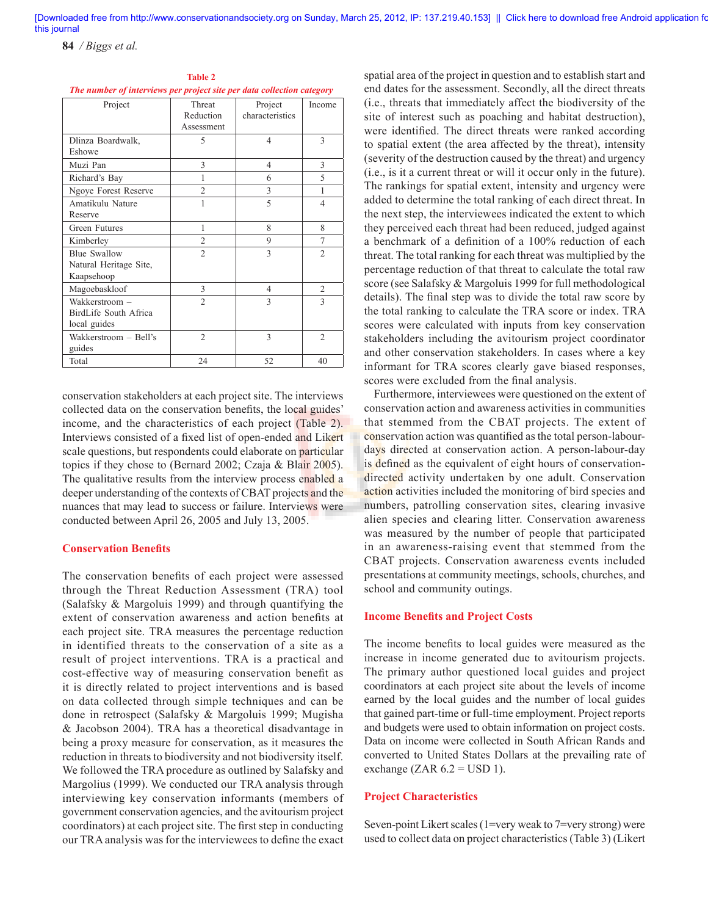**Table 2**
***The number of interviews per project site per data collection category***

| Project | Threat Reduction Assessment | Project characteristics | Income |
|---|---|---|---|
| Dlinza Boardwalk, Eshowe | 5 | 4 | 3 |
| Muzi Pan | 3 | 4 | 3 |
| Richard's Bay | 1 | 6 | 5 |
| Ngoye Forest Reserve | 2 | 3 | 1 |
| Amatikulu Nature Reserve | 1 | 5 | 4 |
| Green Futures | 1 | 8 | 8 |
| Kimberley | 2 | 9 | 7 |
| Blue Swallow Natural Heritage Site, Kaapsehoop | 2 | 3 | 2 |
| Magoebaskloof | 3 | 4 | 2 |
| Wakkerstroom – BirdLife South Africa local guides | 2 | 3 | 3 |
| Wakkerstroom – Bell's guides | 2 | 3 | 2 |
| Total | 24 | 52 | 40 |

conservation stakeholders at each project site. The interviews collected data on the conservation benefits, the local guides' income, and the characteristics of each project (Table 2). Interviews consisted of a fixed list of open-ended and Likert scale questions, but respondents could elaborate on particular topics if they chose to (Bernard 2002; Czaja & Blair 2005). The qualitative results from the interview process enabled a deeper understanding of the contexts of CBAT projects and the nuances that may lead to success or failure. Interviews were conducted between April 26, 2005 and July 13, 2005.

## Conservation Benefits

The conservation benefits of each project were assessed through the Threat Reduction Assessment (TRA) tool (Salafsky & Margoluis 1999) and through quantifying the extent of conservation awareness and action benefits at each project site. TRA measures the percentage reduction in identified threats to the conservation of a site as a result of project interventions. TRA is a practical and cost-effective way of measuring conservation benefit as it is directly related to project interventions and is based on data collected through simple techniques and can be done in retrospect (Salafsky & Margoluis 1999; Mugisha & Jacobson 2004). TRA has a theoretical disadvantage in being a proxy measure for conservation, as it measures the reduction in threats to biodiversity and not biodiversity itself. We followed the TRA procedure as outlined by Salafsky and Margolius (1999). We conducted our TRA analysis through interviewing key conservation informants (members of government conservation agencies, and the avitourism project coordinators) at each project site. The first step in conducting our TRA analysis was for the interviewees to define the exact spatial area of the project in question and to establish start and end dates for the assessment. Secondly, all the direct threats (i.e., threats that immediately affect the biodiversity of the site of interest such as poaching and habitat destruction), were identified. The direct threats were ranked according to spatial extent (the area affected by the threat), intensity (severity of the destruction caused by the threat) and urgency (i.e., is it a current threat or will it occur only in the future). The rankings for spatial extent, intensity and urgency were added to determine the total ranking of each direct threat. In the next step, the interviewees indicated the extent to which they perceived each threat had been reduced, judged against a benchmark of a definition of a 100% reduction of each threat. The total ranking for each threat was multiplied by the percentage reduction of that threat to calculate the total raw score (see Salafsky & Margoluis 1999 for full methodological details). The final step was to divide the total raw score by the total ranking to calculate the TRA score or index. TRA scores were calculated with inputs from key conservation stakeholders including the avitourism project coordinator and other conservation stakeholders. In cases where a key informant for TRA scores clearly gave biased responses, scores were excluded from the final analysis.

Furthermore, interviewees were questioned on the extent of conservation action and awareness activities in communities that stemmed from the CBAT projects. The extent of conservation action was quantified as the total person-labour-days directed at conservation action. A person-labour-day is defined as the equivalent of eight hours of conservation-directed activity undertaken by one adult. Conservation action activities included the monitoring of bird species and numbers, patrolling conservation sites, clearing invasive alien species and clearing litter. Conservation awareness was measured by the number of people that participated in an awareness-raising event that stemmed from the CBAT projects. Conservation awareness events included presentations at community meetings, schools, churches, and school and community outings.

## Income Benefits and Project Costs

The income benefits to local guides were measured as the increase in income generated due to avitourism projects. The primary author questioned local guides and project coordinators at each project site about the levels of income earned by the local guides and the number of local guides that gained part-time or full-time employment. Project reports and budgets were used to obtain information on project costs. Data on income were collected in South African Rands and converted to United States Dollars at the prevailing rate of exchange (ZAR 6.2 = USD 1).

## Project Characteristics

Seven-point Likert scales (1=very weak to 7=very strong) were used to collect data on project characteristics (Table 3) (Likert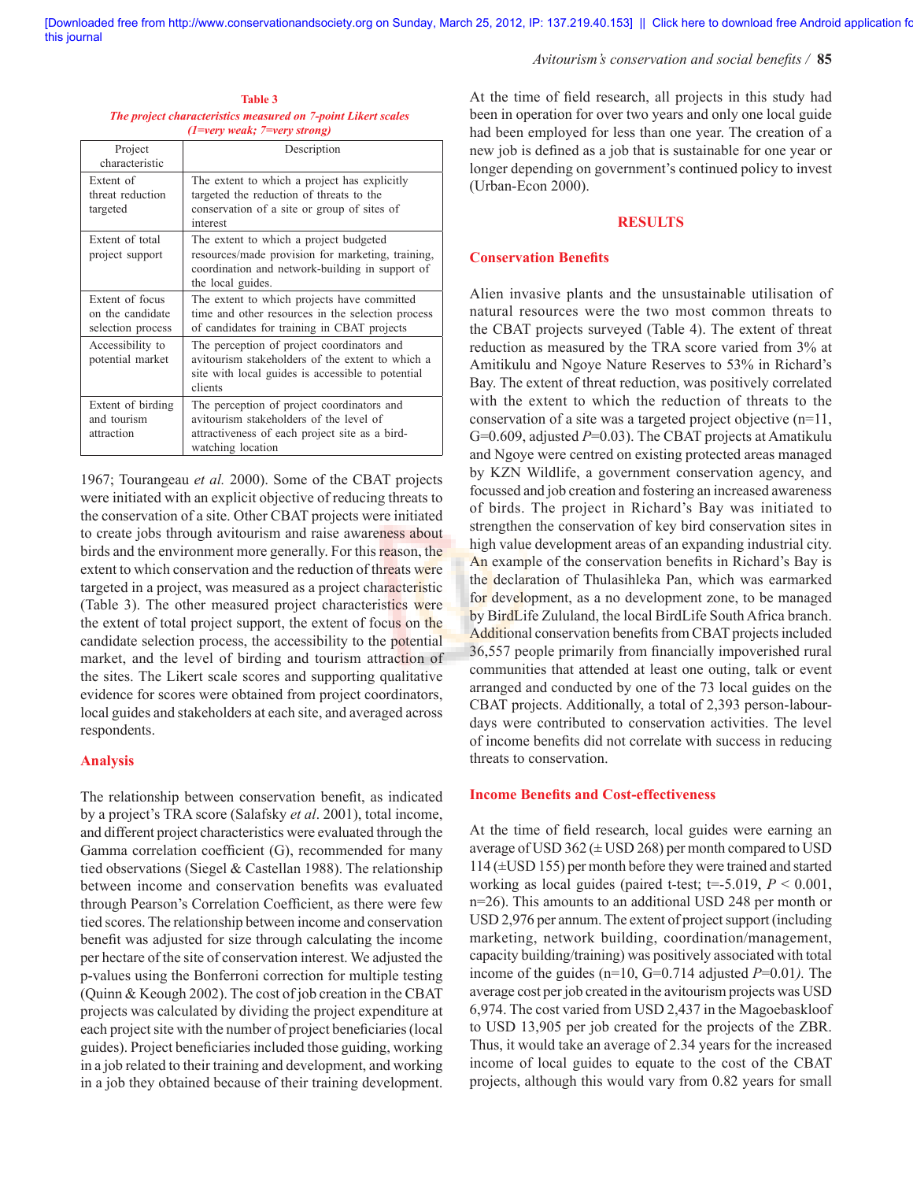**Table 3**
*The project characteristics measured on 7-point Likert scales (1=very weak; 7=very strong)*

| Project characteristic | Description |
|---|---|
| Extent of threat reduction targeted | The extent to which a project has explicitly targeted the reduction of threats to the conservation of a site or group of sites of interest |
| Extent of total project support | The extent to which a project budgeted resources/made provision for marketing, training, coordination and network-building in support of the local guides. |
| Extent of focus on the candidate selection process | The extent to which projects have committed time and other resources in the selection process of candidates for training in CBAT projects |
| Accessibility to potential market | The perception of project coordinators and avitourism stakeholders of the extent to which a site with local guides is accessible to potential clients |
| Extent of birding and tourism attraction | The perception of project coordinators and avitourism stakeholders of the level of attractiveness of each project site as a bird-watching location |

1967; Tourangeau *et al.* 2000). Some of the CBAT projects were initiated with an explicit objective of reducing threats to the conservation of a site. Other CBAT projects were initiated to create jobs through avitourism and raise awareness about birds and the environment more generally. For this reason, the extent to which conservation and the reduction of threats were targeted in a project, was measured as a project characteristic (Table 3). The other measured project characteristics were the extent of total project support, the extent of focus on the candidate selection process, the accessibility to the potential market, and the level of birding and tourism attraction of the sites. The Likert scale scores and supporting qualitative evidence for scores were obtained from project coordinators, local guides and stakeholders at each site, and averaged across respondents.

## Analysis

The relationship between conservation benefit, as indicated by a project's TRA score (Salafsky *et al*. 2001), total income, and different project characteristics were evaluated through the Gamma correlation coefficient (G), recommended for many tied observations (Siegel & Castellan 1988). The relationship between income and conservation benefits was evaluated through Pearson's Correlation Coefficient, as there were few tied scores. The relationship between income and conservation benefit was adjusted for size through calculating the income per hectare of the site of conservation interest. We adjusted the p-values using the Bonferroni correction for multiple testing (Quinn & Keough 2002). The cost of job creation in the CBAT projects was calculated by dividing the project expenditure at each project site with the number of project beneficiaries (local guides). Project beneficiaries included those guiding, working in a job related to their training and development, and working in a job they obtained because of their training development.

At the time of field research, all projects in this study had been in operation for over two years and only one local guide had been employed for less than one year. The creation of a new job is defined as a job that is sustainable for one year or longer depending on government's continued policy to invest (Urban-Econ 2000).

# RESULTS

## Conservation Benefits

Alien invasive plants and the unsustainable utilisation of natural resources were the two most common threats to the CBAT projects surveyed (Table 4). The extent of threat reduction as measured by the TRA score varied from 3% at Amitikulu and Ngoye Nature Reserves to 53% in Richard's Bay. The extent of threat reduction, was positively correlated with the extent to which the reduction of threats to the conservation of a site was a targeted project objective (n=11, G=0.609, adjusted $P$=0.03). The CBAT projects at Amatikulu and Ngoye were centred on existing protected areas managed by KZN Wildlife, a government conservation agency, and focussed and job creation and fostering an increased awareness of birds. The project in Richard's Bay was initiated to strengthen the conservation of key bird conservation sites in high value development areas of an expanding industrial city. An example of the conservation benefits in Richard's Bay is the declaration of Thulasihleka Pan, which was earmarked for development, as a no development zone, to be managed by BirdLife Zululand, the local BirdLife South Africa branch. Additional conservation benefits from CBAT projects included 36,557 people primarily from financially impoverished rural communities that attended at least one outing, talk or event arranged and conducted by one of the 73 local guides on the CBAT projects. Additionally, a total of 2,393 person-labour-days were contributed to conservation activities. The level of income benefits did not correlate with success in reducing threats to conservation.

## Income Benefits and Cost-effectiveness

At the time of field research, local guides were earning an average of USD 362 (± USD 268) per month compared to USD 114 (±USD 155) per month before they were trained and started working as local guides (paired t-test; t=-5.019, $P$ < 0.001, n=26). This amounts to an additional USD 248 per month or USD 2,976 per annum. The extent of project support (including marketing, network building, coordination/management, capacity building/training) was positively associated with total income of the guides (n=10, G=0.714 adjusted $P$=0.01*)*. The average cost per job created in the avitourism projects was USD 6,974. The cost varied from USD 2,437 in the Magoebaskloof to USD 13,905 per job created for the projects of the ZBR. Thus, it would take an average of 2.34 years for the increased income of local guides to equate to the cost of the CBAT projects, although this would vary from 0.82 years for small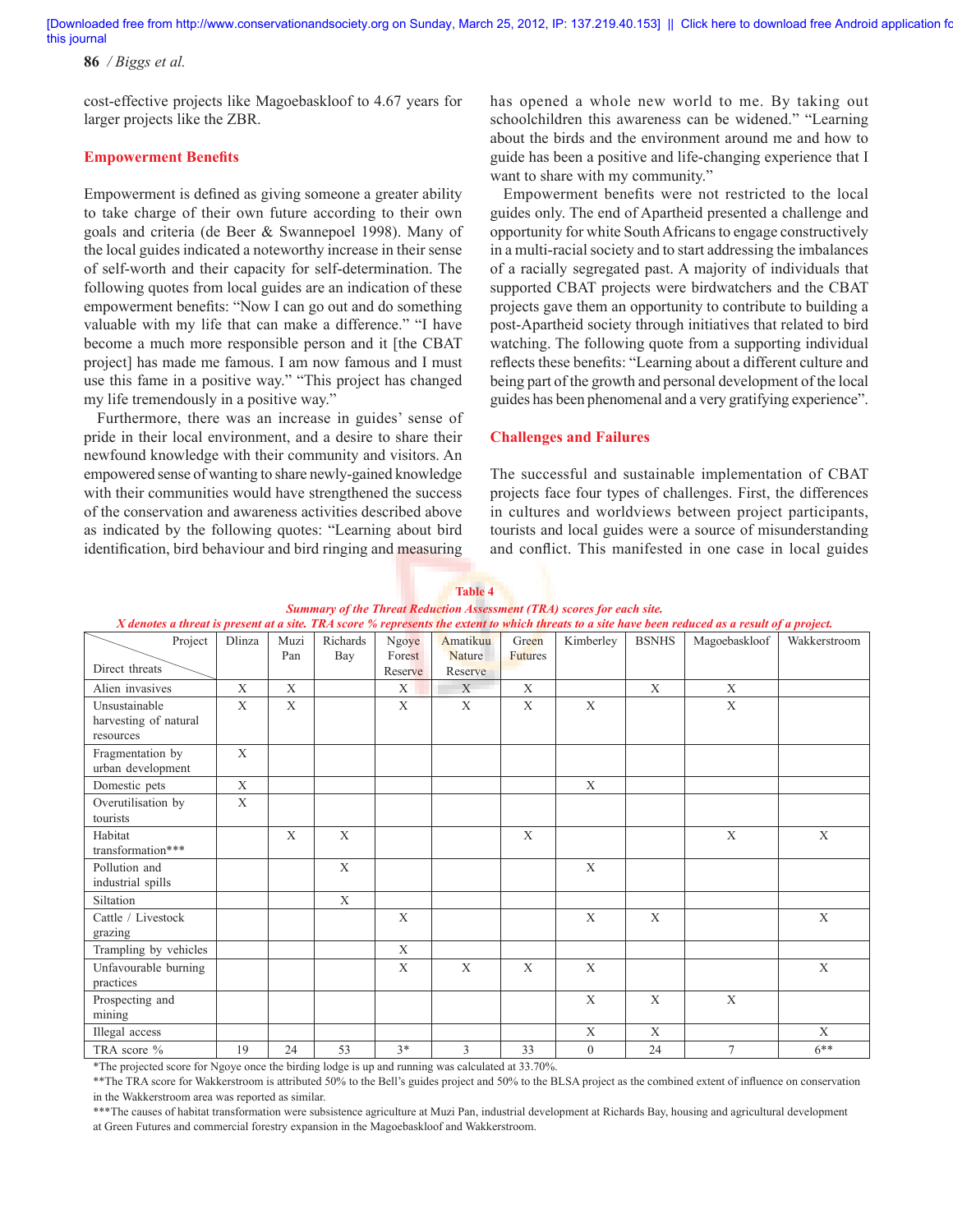cost-effective projects like Magoebaskloof to 4.67 years for larger projects like the ZBR.

## Empowerment Benefits

Empowerment is defined as giving someone a greater ability to take charge of their own future according to their own goals and criteria (de Beer & Swannepoel 1998). Many of the local guides indicated a noteworthy increase in their sense of self-worth and their capacity for self-determination. The following quotes from local guides are an indication of these empowerment benefits: "Now I can go out and do something valuable with my life that can make a difference." "I have become a much more responsible person and it [the CBAT project] has made me famous. I am now famous and I must use this fame in a positive way." "This project has changed my life tremendously in a positive way."

Furthermore, there was an increase in guides' sense of pride in their local environment, and a desire to share their newfound knowledge with their community and visitors. An empowered sense of wanting to share newly-gained knowledge with their communities would have strengthened the success of the conservation and awareness activities described above as indicated by the following quotes: "Learning about bird identification, bird behaviour and bird ringing and measuring has opened a whole new world to me. By taking out schoolchildren this awareness can be widened." "Learning about the birds and the environment around me and how to guide has been a positive and life-changing experience that I want to share with my community."

Empowerment benefits were not restricted to the local guides only. The end of Apartheid presented a challenge and opportunity for white South Africans to engage constructively in a multi-racial society and to start addressing the imbalances of a racially segregated past. A majority of individuals that supported CBAT projects were birdwatchers and the CBAT projects gave them an opportunity to contribute to building a post-Apartheid society through initiatives that related to bird watching. The following quote from a supporting individual reflects these benefits: "Learning about a different culture and being part of the growth and personal development of the local guides has been phenomenal and a very gratifying experience".

## Challenges and Failures

The successful and sustainable implementation of CBAT projects face four types of challenges. First, the differences in cultures and worldviews between project participants, tourists and local guides were a source of misunderstanding and conflict. This manifested in one case in local guides

**Table 4**

*Summary of the Threat Reduction Assessment (TRA) scores for each site.*
*X denotes a threat is present at a site. TRA score % represents the extent to which threats to a site have been reduced as a result of a project.*

| Direct threats \ Project | Dlinza | Muzi Pan | Richards Bay | Ngoye Forest Reserve | Amatikuu Nature Reserve | Green Futures | Kimberley | BSNHS | Magoebaskloof | Wakkerstroom |
|---|---|---|---|---|---|---|---|---|---|---|
| Alien invasives | X | X | | X | X | X | | X | X | |
| Unsustainable harvesting of natural resources | X | X | | X | X | X | X | | X | |
| Fragmentation by urban development | X | | | | | | | | | |
| Domestic pets | X | | | | | | X | | | |
| Overutilisation by tourists | X | | | | | | | | | |
| Habitat transformation*** | | X | X | | | X | | | X | X |
| Pollution and industrial spills | | | X | | | | X | | | |
| Siltation | | | X | | | | | | | |
| Cattle / Livestock grazing | | | | X | | | X | X | | X |
| Trampling by vehicles | | | | X | | | | | | |
| Unfavourable burning practices | | | | X | X | X | X | | | X |
| Prospecting and mining | | | | | | | X | X | X | |
| Illegal access | | | | | | | X | X | | X |
| TRA score % | 19 | 24 | 53 | 3* | 3 | 33 | 0 | 24 | 7 | 6** |

*The projected score for Ngoye once the birding lodge is up and running was calculated at 33.70%.
**The TRA score for Wakkerstroom is attributed 50% to the Bell's guides project and 50% to the BLSA project as the combined extent of influence on conservation in the Wakkerstroom area was reported as similar.
***The causes of habitat transformation were subsistence agriculture at Muzi Pan, industrial development at Richards Bay, housing and agricultural development at Green Futures and commercial forestry expansion in the Magoebaskloof and Wakkerstroom.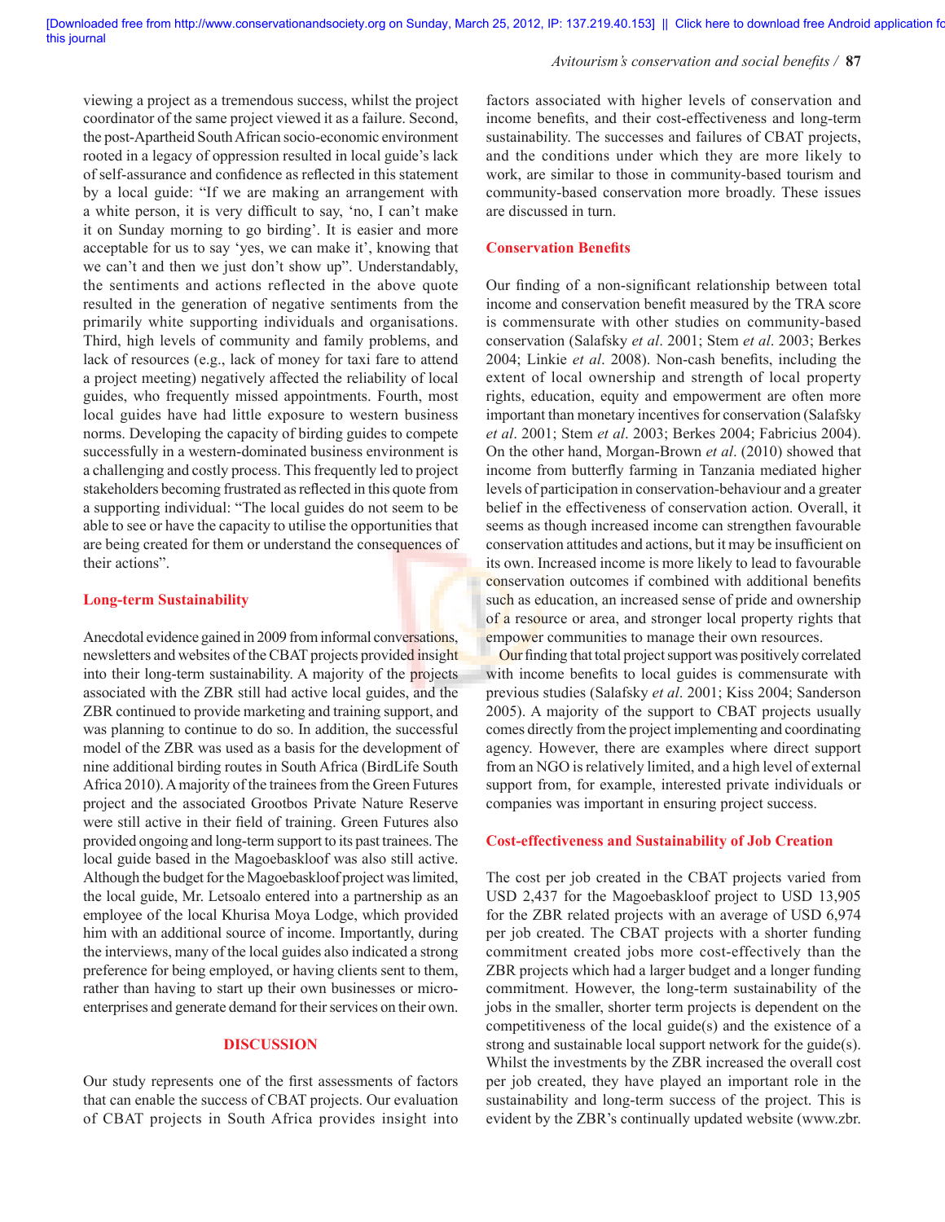viewing a project as a tremendous success, whilst the project coordinator of the same project viewed it as a failure. Second, the post-Apartheid South African socio-economic environment rooted in a legacy of oppression resulted in local guide's lack of self-assurance and confidence as reflected in this statement by a local guide: "If we are making an arrangement with a white person, it is very difficult to say, 'no, I can't make it on Sunday morning to go birding'. It is easier and more acceptable for us to say 'yes, we can make it', knowing that we can't and then we just don't show up". Understandably, the sentiments and actions reflected in the above quote resulted in the generation of negative sentiments from the primarily white supporting individuals and organisations. Third, high levels of community and family problems, and lack of resources (e.g., lack of money for taxi fare to attend a project meeting) negatively affected the reliability of local guides, who frequently missed appointments. Fourth, most local guides have had little exposure to western business norms. Developing the capacity of birding guides to compete successfully in a western-dominated business environment is a challenging and costly process. This frequently led to project stakeholders becoming frustrated as reflected in this quote from a supporting individual: "The local guides do not seem to be able to see or have the capacity to utilise the opportunities that are being created for them or understand the consequences of their actions".

### Long-term Sustainability

Anecdotal evidence gained in 2009 from informal conversations, newsletters and websites of the CBAT projects provided insight into their long-term sustainability. A majority of the projects associated with the ZBR still had active local guides, and the ZBR continued to provide marketing and training support, and was planning to continue to do so. In addition, the successful model of the ZBR was used as a basis for the development of nine additional birding routes in South Africa (BirdLife South Africa 2010). A majority of the trainees from the Green Futures project and the associated Grootbos Private Nature Reserve were still active in their field of training. Green Futures also provided ongoing and long-term support to its past trainees. The local guide based in the Magoebaskloof was also still active. Although the budget for the Magoebaskloof project was limited, the local guide, Mr. Letsoalo entered into a partnership as an employee of the local Khurisa Moya Lodge, which provided him with an additional source of income. Importantly, during the interviews, many of the local guides also indicated a strong preference for being employed, or having clients sent to them, rather than having to start up their own businesses or micro-enterprises and generate demand for their services on their own.

## DISCUSSION

Our study represents one of the first assessments of factors that can enable the success of CBAT projects. Our evaluation of CBAT projects in South Africa provides insight into factors associated with higher levels of conservation and income benefits, and their cost-effectiveness and long-term sustainability. The successes and failures of CBAT projects, and the conditions under which they are more likely to work, are similar to those in community-based tourism and community-based conservation more broadly. These issues are discussed in turn.

### Conservation Benefits

Our finding of a non-significant relationship between total income and conservation benefit measured by the TRA score is commensurate with other studies on community-based conservation (Salafsky *et al*. 2001; Stem *et al*. 2003; Berkes 2004; Linkie *et al*. 2008). Non-cash benefits, including the extent of local ownership and strength of local property rights, education, equity and empowerment are often more important than monetary incentives for conservation (Salafsky *et al*. 2001; Stem *et al*. 2003; Berkes 2004; Fabricius 2004). On the other hand, Morgan-Brown *et al*. (2010) showed that income from butterfly farming in Tanzania mediated higher levels of participation in conservation-behaviour and a greater belief in the effectiveness of conservation action. Overall, it seems as though increased income can strengthen favourable conservation attitudes and actions, but it may be insufficient on its own. Increased income is more likely to lead to favourable conservation outcomes if combined with additional benefits such as education, an increased sense of pride and ownership of a resource or area, and stronger local property rights that empower communities to manage their own resources.

Our finding that total project support was positively correlated with income benefits to local guides is commensurate with previous studies (Salafsky *et al*. 2001; Kiss 2004; Sanderson 2005). A majority of the support to CBAT projects usually comes directly from the project implementing and coordinating agency. However, there are examples where direct support from an NGO is relatively limited, and a high level of external support from, for example, interested private individuals or companies was important in ensuring project success.

### Cost-effectiveness and Sustainability of Job Creation

The cost per job created in the CBAT projects varied from USD 2,437 for the Magoebaskloof project to USD 13,905 for the ZBR related projects with an average of USD 6,974 per job created. The CBAT projects with a shorter funding commitment created jobs more cost-effectively than the ZBR projects which had a larger budget and a longer funding commitment. However, the long-term sustainability of the jobs in the smaller, shorter term projects is dependent on the competitiveness of the local guide(s) and the existence of a strong and sustainable local support network for the guide(s). Whilst the investments by the ZBR increased the overall cost per job created, they have played an important role in the sustainability and long-term success of the project. This is evident by the ZBR's continually updated website (www.zbr.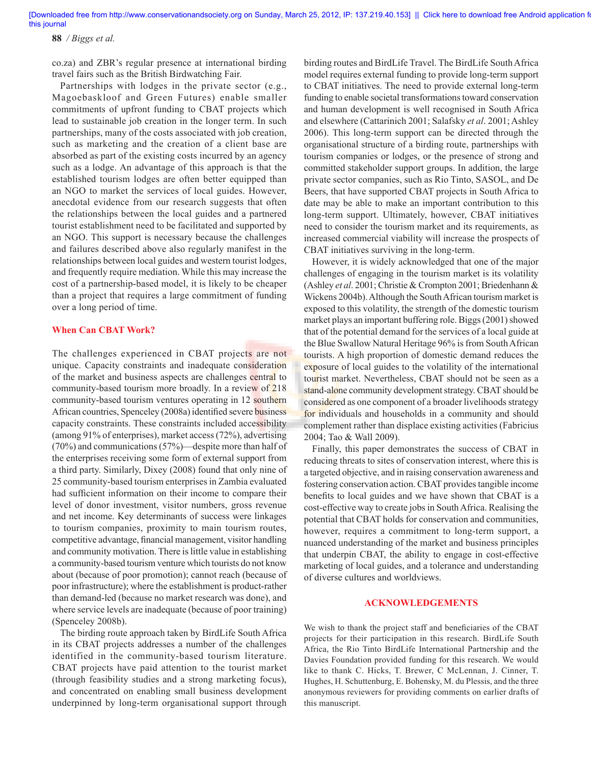co.za) and ZBR's regular presence at international birding travel fairs such as the British Birdwatching Fair.

Partnerships with lodges in the private sector (e.g., Magoebaskloof and Green Futures) enable smaller commitments of upfront funding to CBAT projects which lead to sustainable job creation in the longer term. In such partnerships, many of the costs associated with job creation, such as marketing and the creation of a client base are absorbed as part of the existing costs incurred by an agency such as a lodge. An advantage of this approach is that the established tourism lodges are often better equipped than an NGO to market the services of local guides. However, anecdotal evidence from our research suggests that often the relationships between the local guides and a partnered tourist establishment need to be facilitated and supported by an NGO. This support is necessary because the challenges and failures described above also regularly manifest in the relationships between local guides and western tourist lodges, and frequently require mediation. While this may increase the cost of a partnership-based model, it is likely to be cheaper than a project that requires a large commitment of funding over a long period of time.

## When Can CBAT Work?

The challenges experienced in CBAT projects are not unique. Capacity constraints and inadequate consideration of the market and business aspects are challenges central to community-based tourism more broadly. In a review of 218 community-based tourism ventures operating in 12 southern African countries, Spenceley (2008a) identified severe business capacity constraints. These constraints included accessibility (among 91% of enterprises), market access (72%), advertising (70%) and communications (57%)—despite more than half of the enterprises receiving some form of external support from a third party. Similarly, Dixey (2008) found that only nine of 25 community-based tourism enterprises in Zambia evaluated had sufficient information on their income to compare their level of donor investment, visitor numbers, gross revenue and net income. Key determinants of success were linkages to tourism companies, proximity to main tourism routes, competitive advantage, financial management, visitor handling and community motivation. There is little value in establishing a community-based tourism venture which tourists do not know about (because of poor promotion); cannot reach (because of poor infrastructure); where the establishment is product-rather than demand-led (because no market research was done), and where service levels are inadequate (because of poor training) (Spenceley 2008b).

The birding route approach taken by BirdLife South Africa in its CBAT projects addresses a number of the challenges identified in the community-based tourism literature. CBAT projects have paid attention to the tourist market (through feasibility studies and a strong marketing focus), and concentrated on enabling small business development underpinned by long-term organisational support through birding routes and BirdLife Travel. The BirdLife South Africa model requires external funding to provide long-term support to CBAT initiatives. The need to provide external long-term funding to enable societal transformations toward conservation and human development is well recognised in South Africa and elsewhere (Cattarinich 2001; Salafsky *et al*. 2001; Ashley 2006). This long-term support can be directed through the organisational structure of a birding route, partnerships with tourism companies or lodges, or the presence of strong and committed stakeholder support groups. In addition, the large private sector companies, such as Rio Tinto, SASOL, and De Beers, that have supported CBAT projects in South Africa to date may be able to make an important contribution to this long-term support. Ultimately, however, CBAT initiatives need to consider the tourism market and its requirements, as increased commercial viability will increase the prospects of CBAT initiatives surviving in the long-term.

However, it is widely acknowledged that one of the major challenges of engaging in the tourism market is its volatility (Ashley *et al*. 2001; Christie & Crompton 2001; Briedenhann & Wickens 2004b). Although the South African tourism market is exposed to this volatility, the strength of the domestic tourism market plays an important buffering role. Biggs (2001) showed that of the potential demand for the services of a local guide at the Blue Swallow Natural Heritage 96% is from South African tourists. A high proportion of domestic demand reduces the exposure of local guides to the volatility of the international tourist market. Nevertheless, CBAT should not be seen as a stand-alone community development strategy. CBAT should be considered as one component of a broader livelihoods strategy for individuals and households in a community and should complement rather than displace existing activities (Fabricius 2004; Tao & Wall 2009).

Finally, this paper demonstrates the success of CBAT in reducing threats to sites of conservation interest, where this is a targeted objective, and in raising conservation awareness and fostering conservation action. CBAT provides tangible income benefits to local guides and we have shown that CBAT is a cost-effective way to create jobs in South Africa. Realising the potential that CBAT holds for conservation and communities, however, requires a commitment to long-term support, a nuanced understanding of the market and business principles that underpin CBAT, the ability to engage in cost-effective marketing of local guides, and a tolerance and understanding of diverse cultures and worldviews.

## ACKNOWLEDGEMENTS

We wish to thank the project staff and beneficiaries of the CBAT projects for their participation in this research. BirdLife South Africa, the Rio Tinto BirdLife International Partnership and the Davies Foundation provided funding for this research. We would like to thank C. Hicks, T. Brewer, C McLennan, J. Cinner, T. Hughes, H. Schuttenburg, E. Bohensky, M. du Plessis, and the three anonymous reviewers for providing comments on earlier drafts of this manuscript.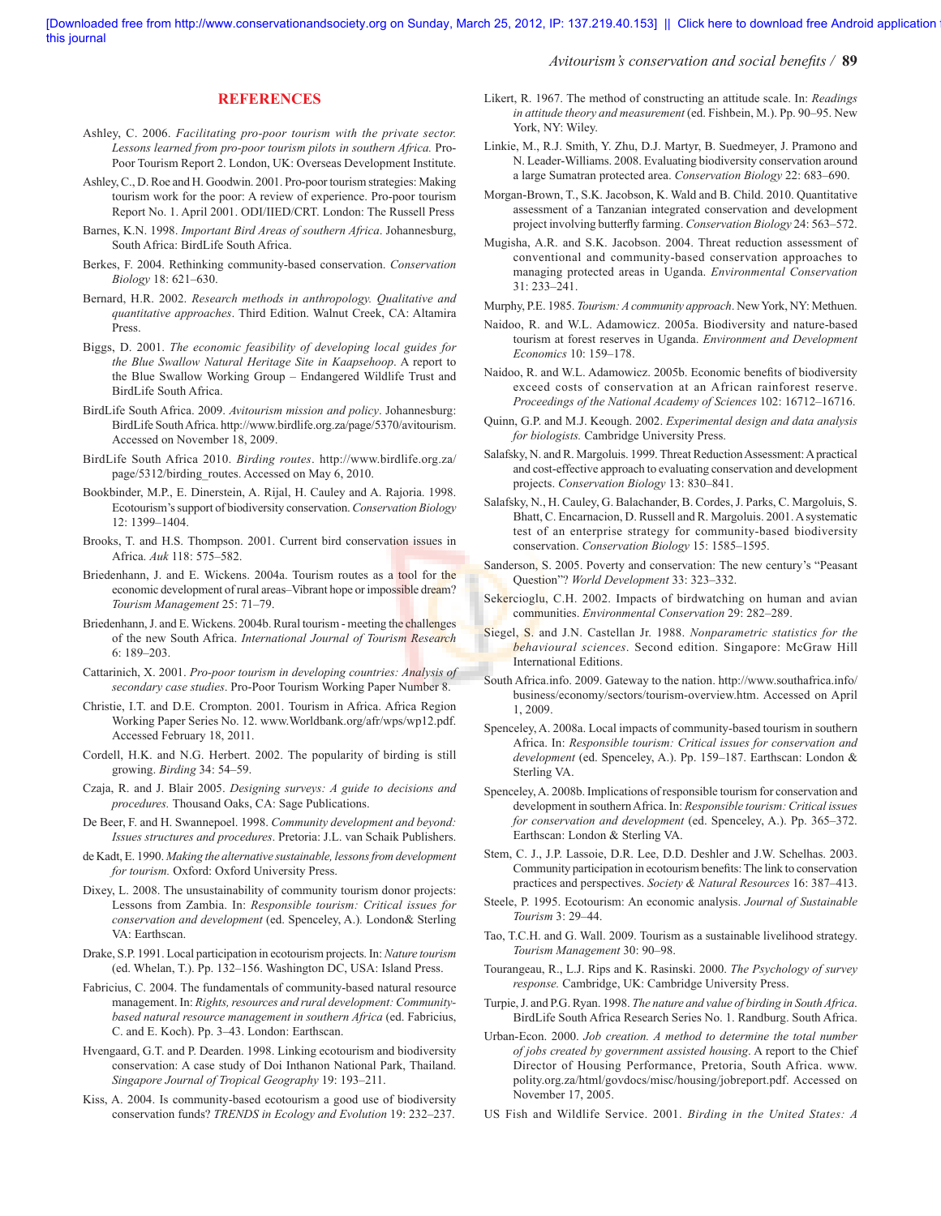## REFERENCES

Ashley, C. 2006. *Facilitating pro-poor tourism with the private sector. Lessons learned from pro-poor tourism pilots in southern Africa.* Pro-Poor Tourism Report 2. London, UK: Overseas Development Institute.

Ashley, C., D. Roe and H. Goodwin. 2001. Pro-poor tourism strategies: Making tourism work for the poor: A review of experience. Pro-poor tourism Report No. 1. April 2001. ODI/IIED/CRT. London: The Russell Press

Barnes, K.N. 1998. *Important Bird Areas of southern Africa*. Johannesburg, South Africa: BirdLife South Africa.

Berkes, F. 2004. Rethinking community-based conservation. *Conservation Biology* 18: 621–630.

Bernard, H.R. 2002. *Research methods in anthropology. Qualitative and quantitative approaches*. Third Edition. Walnut Creek, CA: Altamira Press.

Biggs, D. 2001. *The economic feasibility of developing local guides for the Blue Swallow Natural Heritage Site in Kaapsehoop*. A report to the Blue Swallow Working Group – Endangered Wildlife Trust and BirdLife South Africa.

BirdLife South Africa. 2009. *Avitourism mission and policy*. Johannesburg: BirdLife South Africa. http://www.birdlife.org.za/page/5370/avitourism. Accessed on November 18, 2009.

BirdLife South Africa 2010. *Birding routes*. http://www.birdlife.org.za/page/5312/birding_routes. Accessed on May 6, 2010.

Bookbinder, M.P., E. Dinerstein, A. Rijal, H. Cauley and A. Rajoria. 1998. Ecotourism's support of biodiversity conservation. *Conservation Biology* 12: 1399–1404.

Brooks, T. and H.S. Thompson. 2001. Current bird conservation issues in Africa. *Auk* 118: 575–582.

Briedenhann, J. and E. Wickens. 2004a. Tourism routes as a tool for the economic development of rural areas–Vibrant hope or impossible dream? *Tourism Management* 25: 71–79.

Briedenhann, J. and E. Wickens. 2004b. Rural tourism - meeting the challenges of the new South Africa. *International Journal of Tourism Research* 6: 189–203.

Cattarinich, X. 2001. *Pro-poor tourism in developing countries: Analysis of secondary case studies*. Pro-Poor Tourism Working Paper Number 8.

Christie, I.T. and D.E. Crompton. 2001. Tourism in Africa. Africa Region Working Paper Series No. 12. www.Worldbank.org/afr/wps/wp12.pdf. Accessed February 18, 2011.

Cordell, H.K. and N.G. Herbert. 2002. The popularity of birding is still growing. *Birding* 34: 54–59.

Czaja, R. and J. Blair 2005. *Designing surveys: A guide to decisions and procedures.* Thousand Oaks, CA: Sage Publications.

De Beer, F. and H. Swannepoel. 1998. *Community development and beyond: Issues structures and procedures*. Pretoria: J.L. van Schaik Publishers.

de Kadt, E. 1990. *Making the alternative sustainable, lessons from development for tourism.* Oxford: Oxford University Press.

Dixey, L. 2008. The unsustainability of community tourism donor projects: Lessons from Zambia. In: *Responsible tourism: Critical issues for conservation and development* (ed. Spenceley, A.). London& Sterling VA: Earthscan.

Drake, S.P. 1991. Local participation in ecotourism projects. In: *Nature tourism* (ed. Whelan, T.). Pp. 132–156. Washington DC, USA: Island Press.

Fabricius, C. 2004. The fundamentals of community-based natural resource management. In: *Rights, resources and rural development: Community-based natural resource management in southern Africa* (ed. Fabricius, C. and E. Koch). Pp. 3–43. London: Earthscan.

Hvengaard, G.T. and P. Dearden. 1998. Linking ecotourism and biodiversity conservation: A case study of Doi Inthanon National Park, Thailand. *Singapore Journal of Tropical Geography* 19: 193–211.

Kiss, A. 2004. Is community-based ecotourism a good use of biodiversity conservation funds? *TRENDS in Ecology and Evolution* 19: 232–237.

Likert, R. 1967. The method of constructing an attitude scale. In: *Readings in attitude theory and measurement* (ed. Fishbein, M.). Pp. 90–95. New York, NY: Wiley.

Linkie, M., R.J. Smith, Y. Zhu, D.J. Martyr, B. Suedmeyer, J. Pramono and N. Leader-Williams. 2008. Evaluating biodiversity conservation around a large Sumatran protected area. *Conservation Biology* 22: 683–690.

Morgan-Brown, T., S.K. Jacobson, K. Wald and B. Child. 2010. Quantitative assessment of a Tanzanian integrated conservation and development project involving butterfly farming. *Conservation Biology* 24: 563–572.

Mugisha, A.R. and S.K. Jacobson. 2004. Threat reduction assessment of conventional and community-based conservation approaches to managing protected areas in Uganda. *Environmental Conservation* 31: 233–241.

Murphy, P.E. 1985. *Tourism: A community approach*. New York, NY: Methuen.

Naidoo, R. and W.L. Adamowicz. 2005a. Biodiversity and nature-based tourism at forest reserves in Uganda. *Environment and Development Economics* 10: 159–178.

Naidoo, R. and W.L. Adamowicz. 2005b. Economic benefits of biodiversity exceed costs of conservation at an African rainforest reserve. *Proceedings of the National Academy of Sciences* 102: 16712–16716.

Quinn, G.P. and M.J. Keough. 2002. *Experimental design and data analysis for biologists.* Cambridge University Press.

Salafsky, N. and R. Margoluis. 1999. Threat Reduction Assessment: A practical and cost-effective approach to evaluating conservation and development projects. *Conservation Biology* 13: 830–841.

Salafsky, N., H. Cauley, G. Balachander, B. Cordes, J. Parks, C. Margoluis, S. Bhatt, C. Encarnacion, D. Russell and R. Margoluis. 2001. A systematic test of an enterprise strategy for community-based biodiversity conservation. *Conservation Biology* 15: 1585–1595.

Sanderson, S. 2005. Poverty and conservation: The new century's "Peasant Question"? *World Development* 33: 323–332.

Sekercioglu, C.H. 2002. Impacts of birdwatching on human and avian communities. *Environmental Conservation* 29: 282–289.

Siegel, S. and J.N. Castellan Jr. 1988. *Nonparametric statistics for the behavioural sciences*. Second edition. Singapore: McGraw Hill International Editions.

South Africa.info. 2009. Gateway to the nation. http://www.southafrica.info/business/economy/sectors/tourism-overview.htm. Accessed on April 1, 2009.

Spenceley, A. 2008a. Local impacts of community-based tourism in southern Africa. In: *Responsible tourism: Critical issues for conservation and development* (ed. Spenceley, A.). Pp. 159–187. Earthscan: London & Sterling VA.

Spenceley, A. 2008b. Implications of responsible tourism for conservation and development in southern Africa. In: *Responsible tourism: Critical issues for conservation and development* (ed. Spenceley, A.). Pp. 365–372. Earthscan: London & Sterling VA.

Stem, C. J., J.P. Lassoie, D.R. Lee, D.D. Deshler and J.W. Schelhas. 2003. Community participation in ecotourism benefits: The link to conservation practices and perspectives. *Society & Natural Resources* 16: 387–413.

Steele, P. 1995. Ecotourism: An economic analysis. *Journal of Sustainable Tourism* 3: 29–44.

Tao, T.C.H. and G. Wall. 2009. Tourism as a sustainable livelihood strategy. *Tourism Management* 30: 90–98.

Tourangeau, R., L.J. Rips and K. Rasinski. 2000. *The Psychology of survey response.* Cambridge, UK: Cambridge University Press.

Turpie, J. and P.G. Ryan. 1998. *The nature and value of birding in South Africa*. BirdLife South Africa Research Series No. 1. Randburg. South Africa.

Urban-Econ. 2000. *Job creation. A method to determine the total number of jobs created by government assisted housing*. A report to the Chief Director of Housing Performance, Pretoria, South Africa. www.polity.org.za/html/govdocs/misc/housing/jobreport.pdf. Accessed on November 17, 2005.

US Fish and Wildlife Service. 2001. *Birding in the United States: A*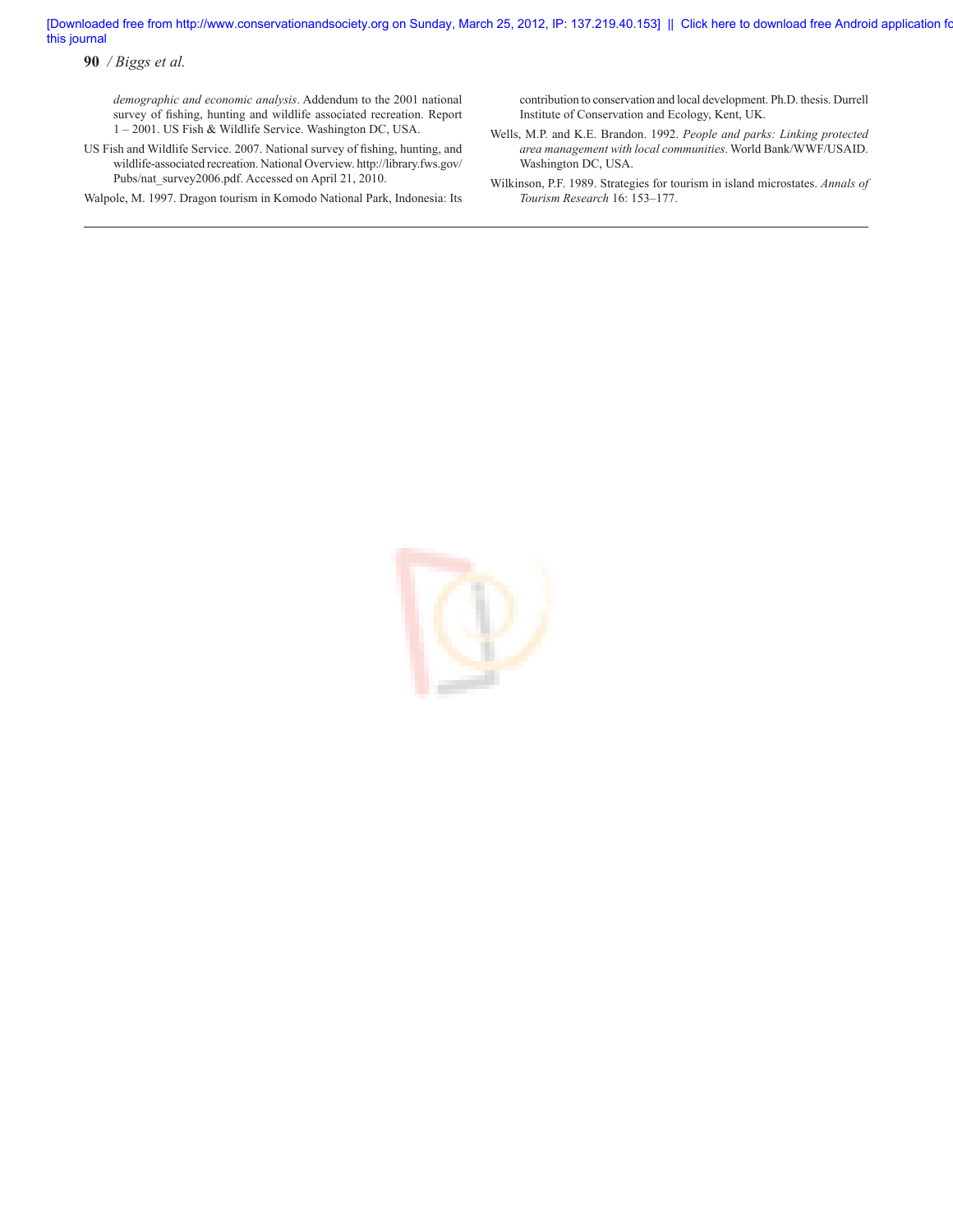*demographic and economic analysis*. Addendum to the 2001 national survey of fishing, hunting and wildlife associated recreation. Report 1 – 2001. US Fish & Wildlife Service. Washington DC, USA.

US Fish and Wildlife Service. 2007. National survey of fishing, hunting, and wildlife-associated recreation. National Overview. http://library.fws.gov/Pubs/nat_survey2006.pdf. Accessed on April 21, 2010.

Walpole, M. 1997. Dragon tourism in Komodo National Park, Indonesia: Its contribution to conservation and local development. Ph.D. thesis. Durrell Institute of Conservation and Ecology, Kent, UK.

Wells, M.P. and K.E. Brandon. 1992. *People and parks: Linking protected area management with local communities*. World Bank/WWF/USAID. Washington DC, USA.

Wilkinson, P.F. 1989. Strategies for tourism in island microstates. *Annals of Tourism Research* 16: 153–177.